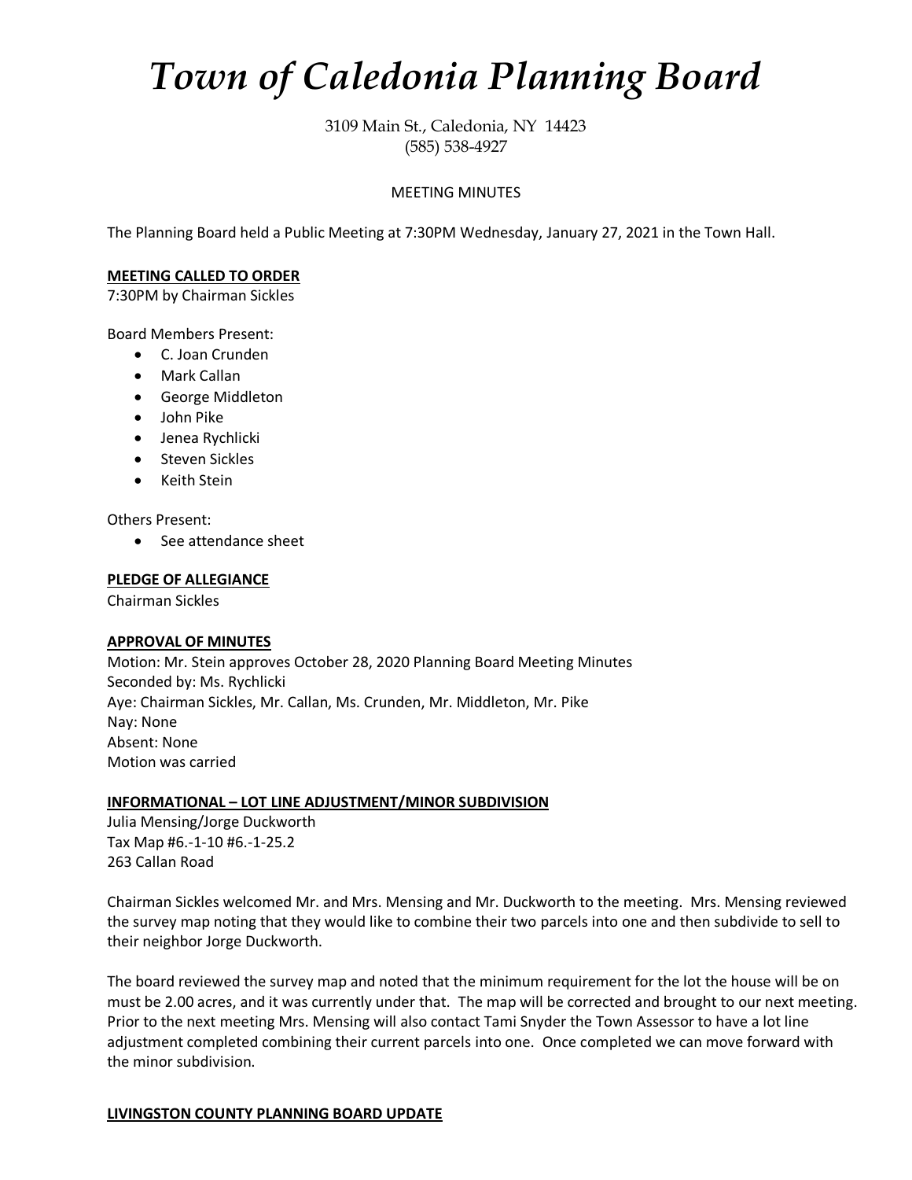# *Town of Caledonia Planning Board*

3109 Main St., Caledonia, NY 14423
(585) 538-4927

MEETING MINUTES

The Planning Board held a Public Meeting at 7:30PM Wednesday, January 27, 2021 in the Town Hall.

**MEETING CALLED TO ORDER**

7:30PM by Chairman Sickles

Board Members Present:

- C. Joan Crunden
- Mark Callan
- George Middleton
- John Pike
- Jenea Rychlicki
- Steven Sickles
- Keith Stein

Others Present:

- See attendance sheet

**PLEDGE OF ALLEGIANCE**

Chairman Sickles

**APPROVAL OF MINUTES**

Motion: Mr. Stein approves October 28, 2020 Planning Board Meeting Minutes
Seconded by: Ms. Rychlicki
Aye: Chairman Sickles, Mr. Callan, Ms. Crunden, Mr. Middleton, Mr. Pike
Nay: None
Absent: None
Motion was carried

**INFORMATIONAL – LOT LINE ADJUSTMENT/MINOR SUBDIVISION**

Julia Mensing/Jorge Duckworth
Tax Map #6.-1-10 #6.-1-25.2
263 Callan Road

Chairman Sickles welcomed Mr. and Mrs. Mensing and Mr. Duckworth to the meeting. Mrs. Mensing reviewed the survey map noting that they would like to combine their two parcels into one and then subdivide to sell to their neighbor Jorge Duckworth.

The board reviewed the survey map and noted that the minimum requirement for the lot the house will be on must be 2.00 acres, and it was currently under that. The map will be corrected and brought to our next meeting. Prior to the next meeting Mrs. Mensing will also contact Tami Snyder the Town Assessor to have a lot line adjustment completed combining their current parcels into one. Once completed we can move forward with the minor subdivision.

**LIVINGSTON COUNTY PLANNING BOARD UPDATE**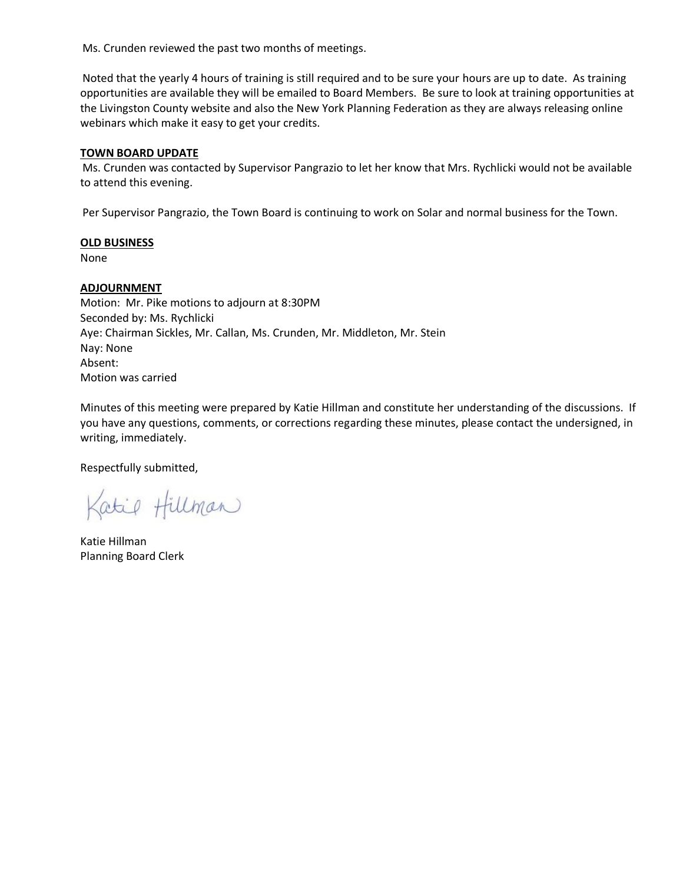Ms. Crunden reviewed the past two months of meetings.

Noted that the yearly 4 hours of training is still required and to be sure your hours are up to date. As training opportunities are available they will be emailed to Board Members. Be sure to look at training opportunities at the Livingston County website and also the New York Planning Federation as they are always releasing online webinars which make it easy to get your credits.

**TOWN BOARD UPDATE**

Ms. Crunden was contacted by Supervisor Pangrazio to let her know that Mrs. Rychlicki would not be available to attend this evening.

Per Supervisor Pangrazio, the Town Board is continuing to work on Solar and normal business for the Town.

**OLD BUSINESS**

None

**ADJOURNMENT**

Motion: Mr. Pike motions to adjourn at 8:30PM
Seconded by: Ms. Rychlicki
Aye: Chairman Sickles, Mr. Callan, Ms. Crunden, Mr. Middleton, Mr. Stein
Nay: None
Absent:
Motion was carried

Minutes of this meeting were prepared by Katie Hillman and constitute her understanding of the discussions. If you have any questions, comments, or corrections regarding these minutes, please contact the undersigned, in writing, immediately.

Respectfully submitted,

Katie Hillman

Katie Hillman
Planning Board Clerk